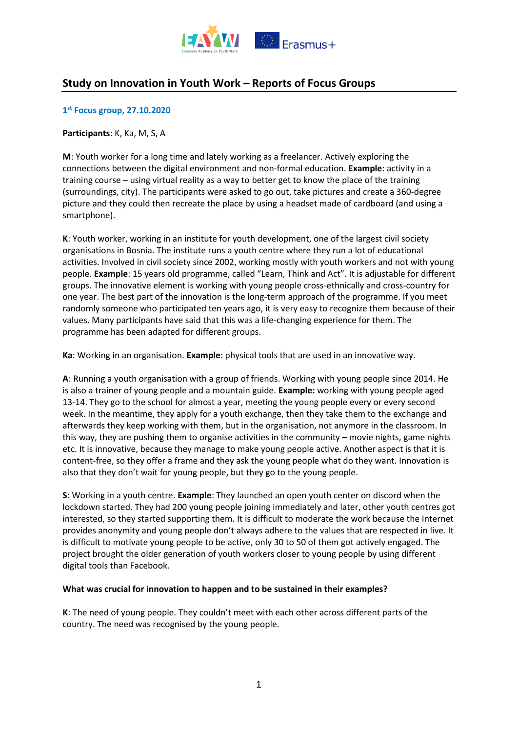# Study on Innovation in Youth Work – Reports of Focus Groups

## 1st Focus group, 27.10.2020

**Participants**: K, Ka, M, S, A

**M**: Youth worker for a long time and lately working as a freelancer. Actively exploring the connections between the digital environment and non-formal education. **Example**: activity in a training course – using virtual reality as a way to better get to know the place of the training (surroundings, city). The participants were asked to go out, take pictures and create a 360-degree picture and they could then recreate the place by using a headset made of cardboard (and using a smartphone).

**K**: Youth worker, working in an institute for youth development, one of the largest civil society organisations in Bosnia. The institute runs a youth centre where they run a lot of educational activities. Involved in civil society since 2002, working mostly with youth workers and not with young people. **Example**: 15 years old programme, called "Learn, Think and Act". It is adjustable for different groups. The innovative element is working with young people cross-ethnically and cross-country for one year. The best part of the innovation is the long-term approach of the programme. If you meet randomly someone who participated ten years ago, it is very easy to recognize them because of their values. Many participants have said that this was a life-changing experience for them. The programme has been adapted for different groups.

**Ka**: Working in an organisation. **Example**: physical tools that are used in an innovative way.

**A**: Running a youth organisation with a group of friends. Working with young people since 2014. He is also a trainer of young people and a mountain guide. **Example:** working with young people aged 13-14. They go to the school for almost a year, meeting the young people every or every second week. In the meantime, they apply for a youth exchange, then they take them to the exchange and afterwards they keep working with them, but in the organisation, not anymore in the classroom. In this way, they are pushing them to organise activities in the community – movie nights, game nights etc. It is innovative, because they manage to make young people active. Another aspect is that it is content-free, so they offer a frame and they ask the young people what do they want. Innovation is also that they don't wait for young people, but they go to the young people.

**S**: Working in a youth centre. **Example**: They launched an open youth center on discord when the lockdown started. They had 200 young people joining immediately and later, other youth centres got interested, so they started supporting them. It is difficult to moderate the work because the Internet provides anonymity and young people don't always adhere to the values that are respected in live. It is difficult to motivate young people to be active, only 30 to 50 of them got actively engaged. The project brought the older generation of youth workers closer to young people by using different digital tools than Facebook.

**What was crucial for innovation to happen and to be sustained in their examples?**

**K**: The need of young people. They couldn't meet with each other across different parts of the country. The need was recognised by the young people.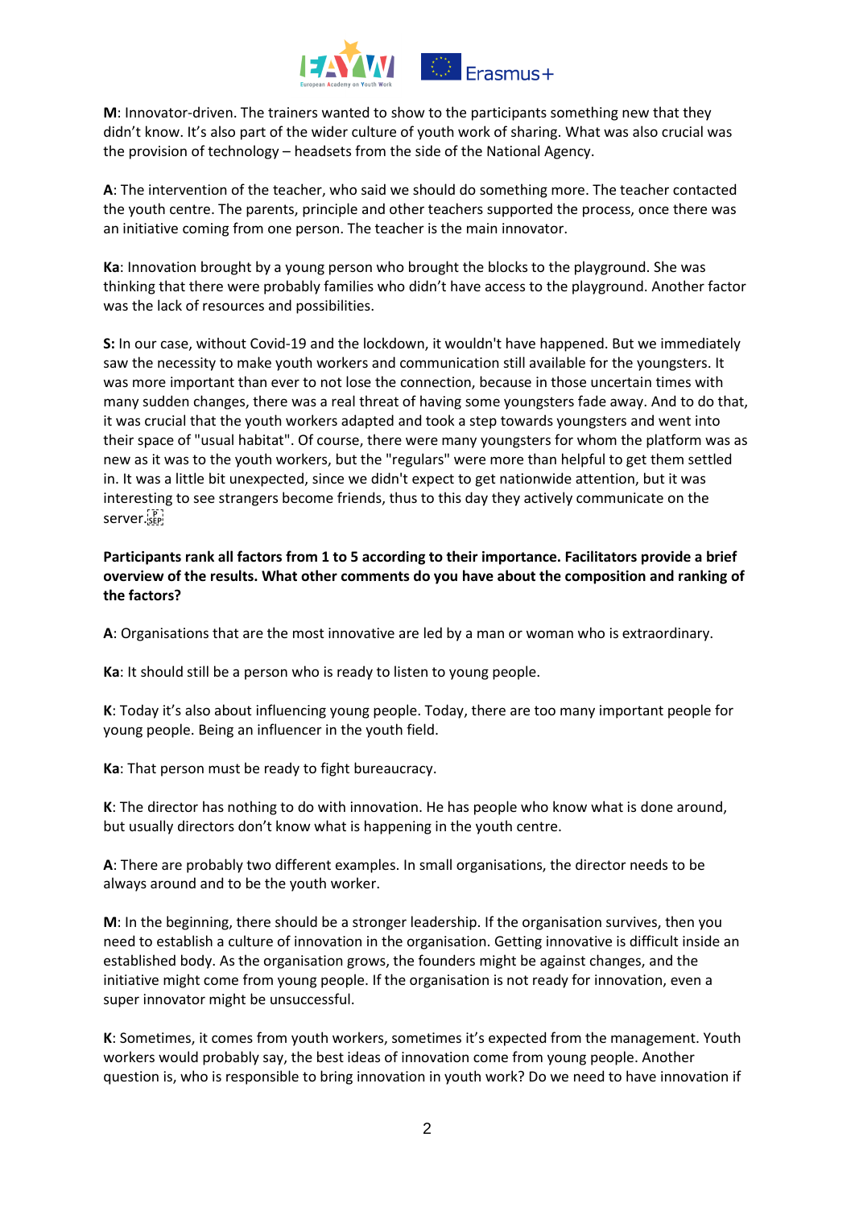**M**: Innovator-driven. The trainers wanted to show to the participants something new that they didn't know. It's also part of the wider culture of youth work of sharing. What was also crucial was the provision of technology – headsets from the side of the National Agency.

**A**: The intervention of the teacher, who said we should do something more. The teacher contacted the youth centre. The parents, principle and other teachers supported the process, once there was an initiative coming from one person. The teacher is the main innovator.

**Ka**: Innovation brought by a young person who brought the blocks to the playground. She was thinking that there were probably families who didn't have access to the playground. Another factor was the lack of resources and possibilities.

**S:** In our case, without Covid-19 and the lockdown, it wouldn't have happened. But we immediately saw the necessity to make youth workers and communication still available for the youngsters. It was more important than ever to not lose the connection, because in those uncertain times with many sudden changes, there was a real threat of having some youngsters fade away. And to do that, it was crucial that the youth workers adapted and took a step towards youngsters and went into their space of "usual habitat". Of course, there were many youngsters for whom the platform was as new as it was to the youth workers, but the "regulars" were more than helpful to get them settled in. It was a little bit unexpected, since we didn't expect to get nationwide attention, but it was interesting to see strangers become friends, thus to this day they actively communicate on the server.

**Participants rank all factors from 1 to 5 according to their importance. Facilitators provide a brief overview of the results. What other comments do you have about the composition and ranking of the factors?**

**A**: Organisations that are the most innovative are led by a man or woman who is extraordinary.

**Ka**: It should still be a person who is ready to listen to young people.

**K**: Today it's also about influencing young people. Today, there are too many important people for young people. Being an influencer in the youth field.

**Ka**: That person must be ready to fight bureaucracy.

**K**: The director has nothing to do with innovation. He has people who know what is done around, but usually directors don't know what is happening in the youth centre.

**A**: There are probably two different examples. In small organisations, the director needs to be always around and to be the youth worker.

**M**: In the beginning, there should be a stronger leadership. If the organisation survives, then you need to establish a culture of innovation in the organisation. Getting innovative is difficult inside an established body. As the organisation grows, the founders might be against changes, and the initiative might come from young people. If the organisation is not ready for innovation, even a super innovator might be unsuccessful.

**K**: Sometimes, it comes from youth workers, sometimes it's expected from the management. Youth workers would probably say, the best ideas of innovation come from young people. Another question is, who is responsible to bring innovation in youth work? Do we need to have innovation if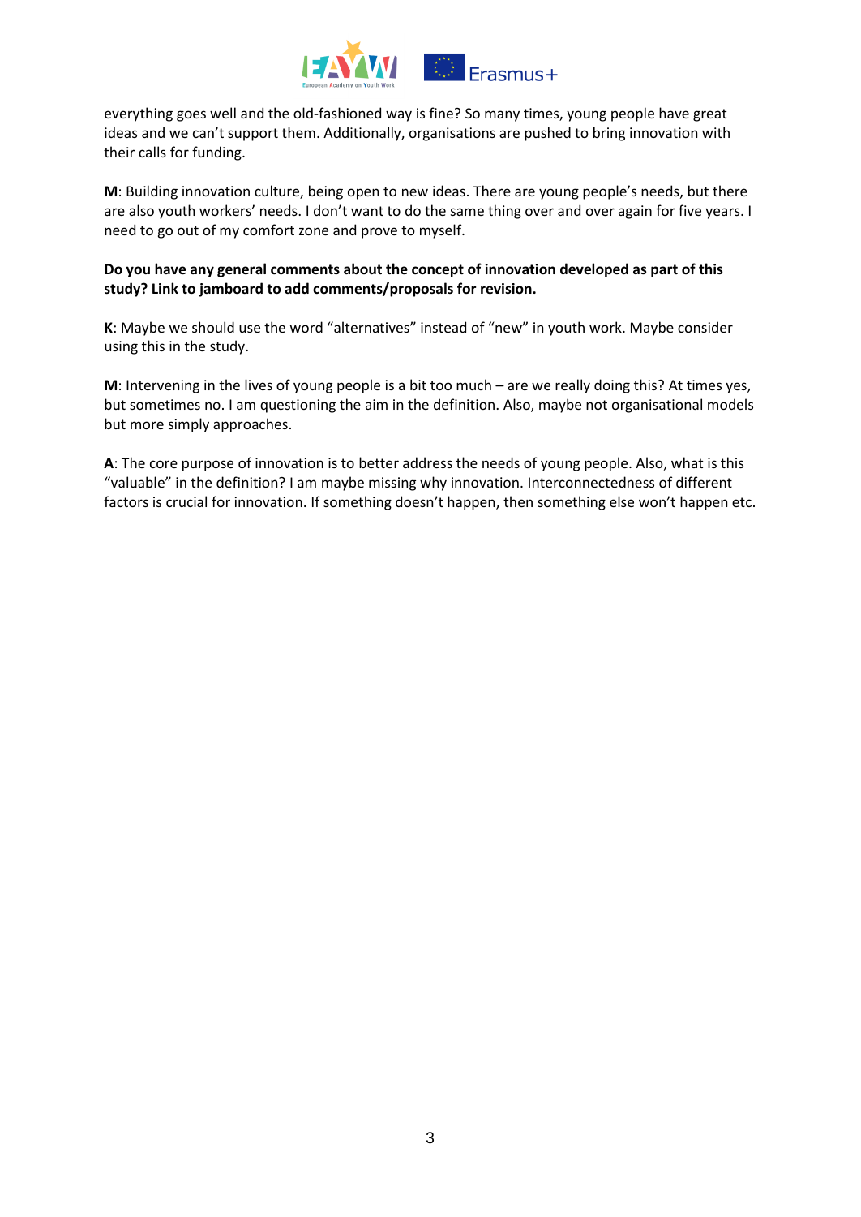everything goes well and the old-fashioned way is fine? So many times, young people have great ideas and we can't support them. Additionally, organisations are pushed to bring innovation with their calls for funding.

**M**: Building innovation culture, being open to new ideas. There are young people's needs, but there are also youth workers' needs. I don't want to do the same thing over and over again for five years. I need to go out of my comfort zone and prove to myself.

**Do you have any general comments about the concept of innovation developed as part of this study? Link to jamboard to add comments/proposals for revision.**

**K**: Maybe we should use the word "alternatives" instead of "new" in youth work. Maybe consider using this in the study.

**M**: Intervening in the lives of young people is a bit too much – are we really doing this? At times yes, but sometimes no. I am questioning the aim in the definition. Also, maybe not organisational models but more simply approaches.

**A**: The core purpose of innovation is to better address the needs of young people. Also, what is this "valuable" in the definition? I am maybe missing why innovation. Interconnectedness of different factors is crucial for innovation. If something doesn't happen, then something else won't happen etc.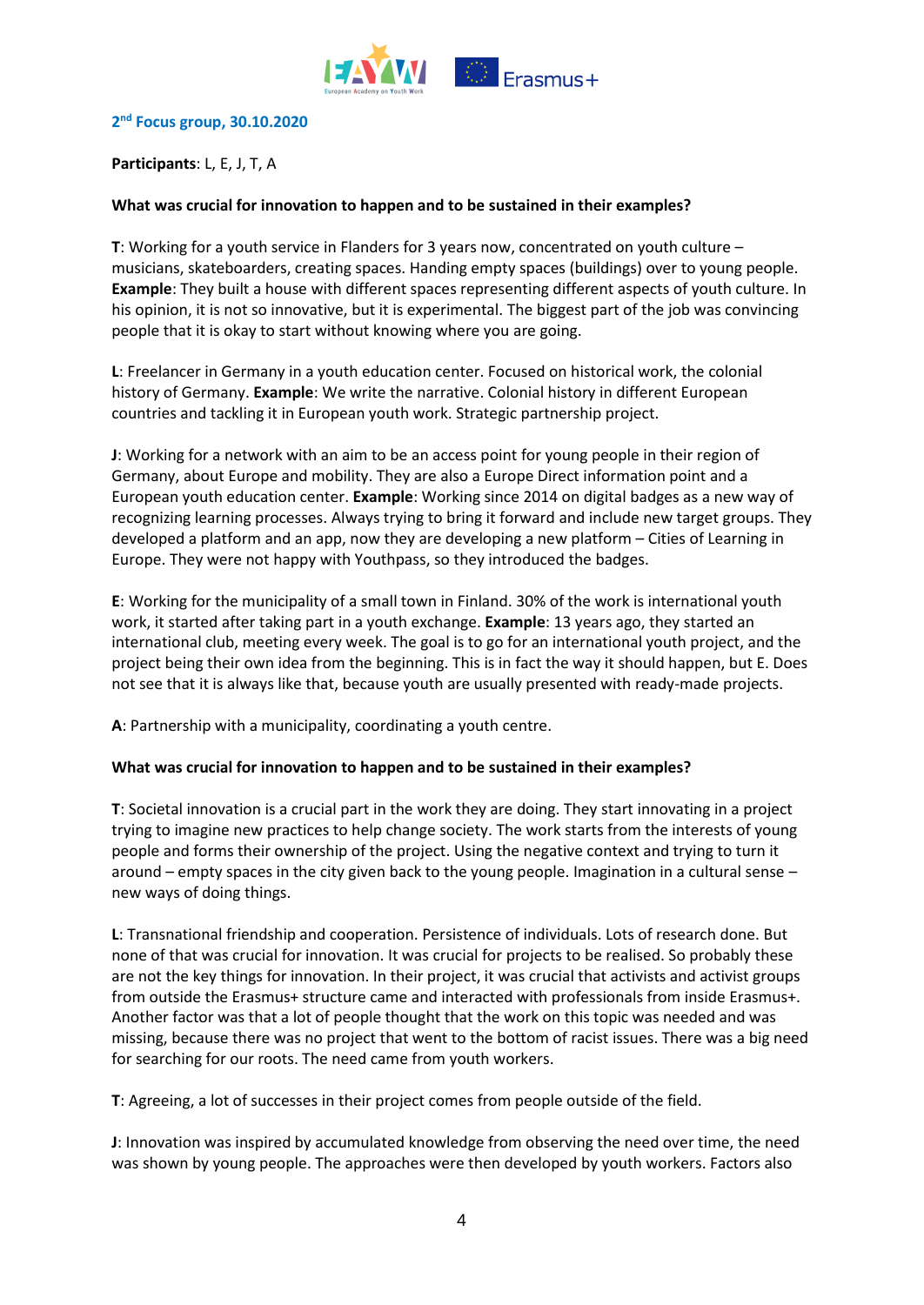## 2nd Focus group, 30.10.2020

**Participants**: L, E, J, T, A

**What was crucial for innovation to happen and to be sustained in their examples?**

**T**: Working for a youth service in Flanders for 3 years now, concentrated on youth culture – musicians, skateboarders, creating spaces. Handing empty spaces (buildings) over to young people. **Example**: They built a house with different spaces representing different aspects of youth culture. In his opinion, it is not so innovative, but it is experimental. The biggest part of the job was convincing people that it is okay to start without knowing where you are going.

**L**: Freelancer in Germany in a youth education center. Focused on historical work, the colonial history of Germany. **Example**: We write the narrative. Colonial history in different European countries and tackling it in European youth work. Strategic partnership project.

**J**: Working for a network with an aim to be an access point for young people in their region of Germany, about Europe and mobility. They are also a Europe Direct information point and a European youth education center. **Example**: Working since 2014 on digital badges as a new way of recognizing learning processes. Always trying to bring it forward and include new target groups. They developed a platform and an app, now they are developing a new platform – Cities of Learning in Europe. They were not happy with Youthpass, so they introduced the badges.

**E**: Working for the municipality of a small town in Finland. 30% of the work is international youth work, it started after taking part in a youth exchange. **Example**: 13 years ago, they started an international club, meeting every week. The goal is to go for an international youth project, and the project being their own idea from the beginning. This is in fact the way it should happen, but E. Does not see that it is always like that, because youth are usually presented with ready-made projects.

**A**: Partnership with a municipality, coordinating a youth centre.

**What was crucial for innovation to happen and to be sustained in their examples?**

**T**: Societal innovation is a crucial part in the work they are doing. They start innovating in a project trying to imagine new practices to help change society. The work starts from the interests of young people and forms their ownership of the project. Using the negative context and trying to turn it around – empty spaces in the city given back to the young people. Imagination in a cultural sense – new ways of doing things.

**L**: Transnational friendship and cooperation. Persistence of individuals. Lots of research done. But none of that was crucial for innovation. It was crucial for projects to be realised. So probably these are not the key things for innovation. In their project, it was crucial that activists and activist groups from outside the Erasmus+ structure came and interacted with professionals from inside Erasmus+. Another factor was that a lot of people thought that the work on this topic was needed and was missing, because there was no project that went to the bottom of racist issues. There was a big need for searching for our roots. The need came from youth workers.

**T**: Agreeing, a lot of successes in their project comes from people outside of the field.

**J**: Innovation was inspired by accumulated knowledge from observing the need over time, the need was shown by young people. The approaches were then developed by youth workers. Factors also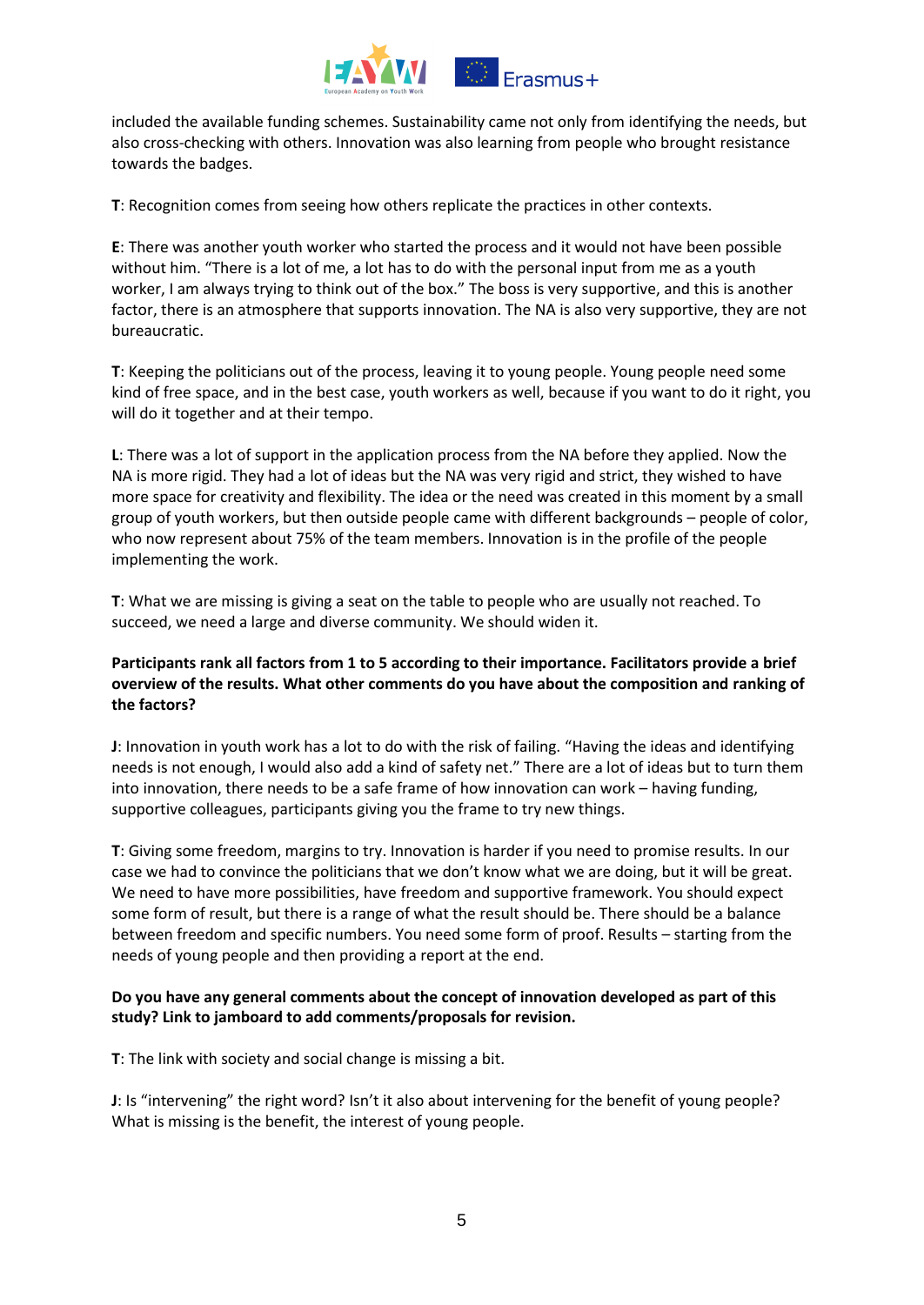included the available funding schemes. Sustainability came not only from identifying the needs, but also cross-checking with others. Innovation was also learning from people who brought resistance towards the badges.

**T**: Recognition comes from seeing how others replicate the practices in other contexts.

**E**: There was another youth worker who started the process and it would not have been possible without him. "There is a lot of me, a lot has to do with the personal input from me as a youth worker, I am always trying to think out of the box." The boss is very supportive, and this is another factor, there is an atmosphere that supports innovation. The NA is also very supportive, they are not bureaucratic.

**T**: Keeping the politicians out of the process, leaving it to young people. Young people need some kind of free space, and in the best case, youth workers as well, because if you want to do it right, you will do it together and at their tempo.

**L**: There was a lot of support in the application process from the NA before they applied. Now the NA is more rigid. They had a lot of ideas but the NA was very rigid and strict, they wished to have more space for creativity and flexibility. The idea or the need was created in this moment by a small group of youth workers, but then outside people came with different backgrounds – people of color, who now represent about 75% of the team members. Innovation is in the profile of the people implementing the work.

**T**: What we are missing is giving a seat on the table to people who are usually not reached. To succeed, we need a large and diverse community. We should widen it.

**Participants rank all factors from 1 to 5 according to their importance. Facilitators provide a brief overview of the results. What other comments do you have about the composition and ranking of the factors?**

**J**: Innovation in youth work has a lot to do with the risk of failing. "Having the ideas and identifying needs is not enough, I would also add a kind of safety net." There are a lot of ideas but to turn them into innovation, there needs to be a safe frame of how innovation can work – having funding, supportive colleagues, participants giving you the frame to try new things.

**T**: Giving some freedom, margins to try. Innovation is harder if you need to promise results. In our case we had to convince the politicians that we don't know what we are doing, but it will be great. We need to have more possibilities, have freedom and supportive framework. You should expect some form of result, but there is a range of what the result should be. There should be a balance between freedom and specific numbers. You need some form of proof. Results – starting from the needs of young people and then providing a report at the end.

**Do you have any general comments about the concept of innovation developed as part of this study? Link to jamboard to add comments/proposals for revision.**

**T**: The link with society and social change is missing a bit.

**J**: Is "intervening" the right word? Isn't it also about intervening for the benefit of young people? What is missing is the benefit, the interest of young people.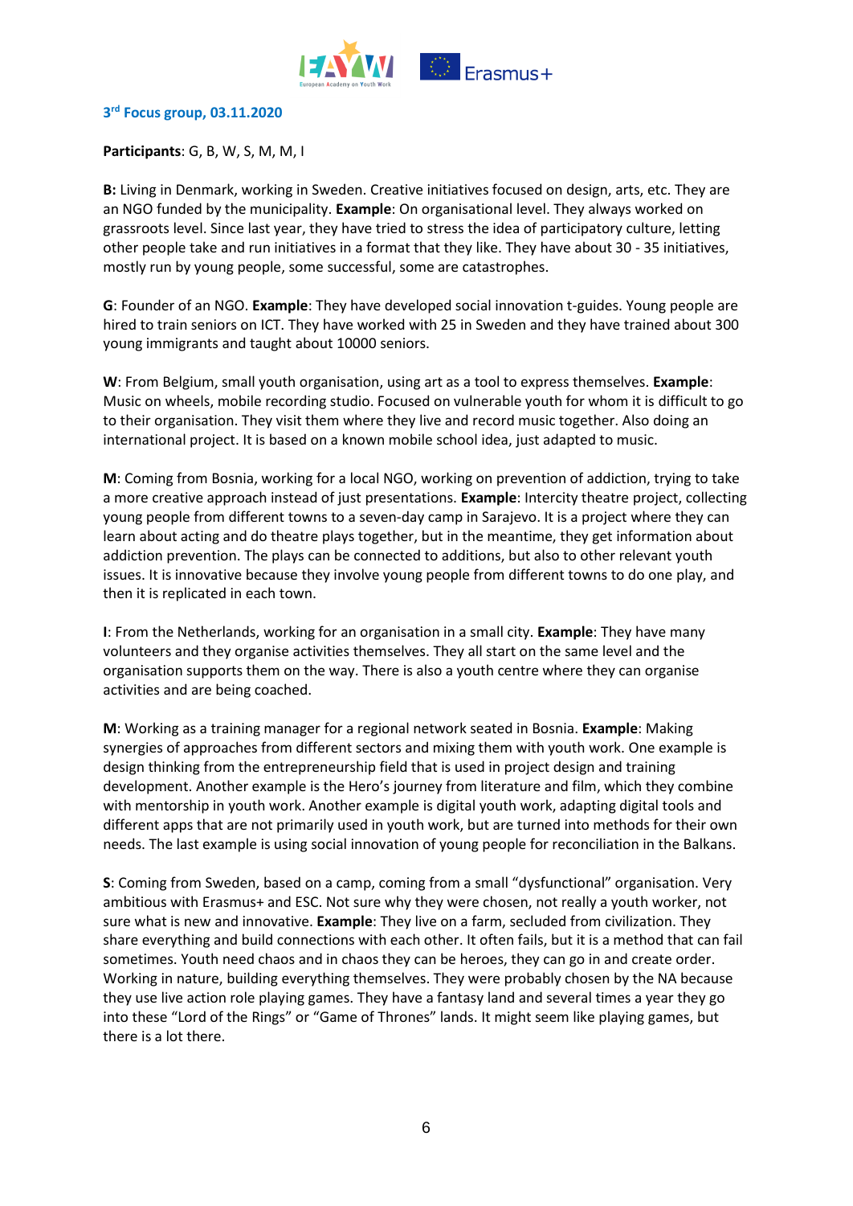### 3rd Focus group, 03.11.2020

**Participants**: G, B, W, S, M, M, I

**B:** Living in Denmark, working in Sweden. Creative initiatives focused on design, arts, etc. They are an NGO funded by the municipality. **Example**: On organisational level. They always worked on grassroots level. Since last year, they have tried to stress the idea of participatory culture, letting other people take and run initiatives in a format that they like. They have about 30 - 35 initiatives, mostly run by young people, some successful, some are catastrophes.

**G**: Founder of an NGO. **Example**: They have developed social innovation t-guides. Young people are hired to train seniors on ICT. They have worked with 25 in Sweden and they have trained about 300 young immigrants and taught about 10000 seniors.

**W**: From Belgium, small youth organisation, using art as a tool to express themselves. **Example**: Music on wheels, mobile recording studio. Focused on vulnerable youth for whom it is difficult to go to their organisation. They visit them where they live and record music together. Also doing an international project. It is based on a known mobile school idea, just adapted to music.

**M**: Coming from Bosnia, working for a local NGO, working on prevention of addiction, trying to take a more creative approach instead of just presentations. **Example**: Intercity theatre project, collecting young people from different towns to a seven-day camp in Sarajevo. It is a project where they can learn about acting and do theatre plays together, but in the meantime, they get information about addiction prevention. The plays can be connected to additions, but also to other relevant youth issues. It is innovative because they involve young people from different towns to do one play, and then it is replicated in each town.

**I**: From the Netherlands, working for an organisation in a small city. **Example**: They have many volunteers and they organise activities themselves. They all start on the same level and the organisation supports them on the way. There is also a youth centre where they can organise activities and are being coached.

**M**: Working as a training manager for a regional network seated in Bosnia. **Example**: Making synergies of approaches from different sectors and mixing them with youth work. One example is design thinking from the entrepreneurship field that is used in project design and training development. Another example is the Hero's journey from literature and film, which they combine with mentorship in youth work. Another example is digital youth work, adapting digital tools and different apps that are not primarily used in youth work, but are turned into methods for their own needs. The last example is using social innovation of young people for reconciliation in the Balkans.

**S**: Coming from Sweden, based on a camp, coming from a small "dysfunctional" organisation. Very ambitious with Erasmus+ and ESC. Not sure why they were chosen, not really a youth worker, not sure what is new and innovative. **Example**: They live on a farm, secluded from civilization. They share everything and build connections with each other. It often fails, but it is a method that can fail sometimes. Youth need chaos and in chaos they can be heroes, they can go in and create order. Working in nature, building everything themselves. They were probably chosen by the NA because they use live action role playing games. They have a fantasy land and several times a year they go into these "Lord of the Rings" or "Game of Thrones" lands. It might seem like playing games, but there is a lot there.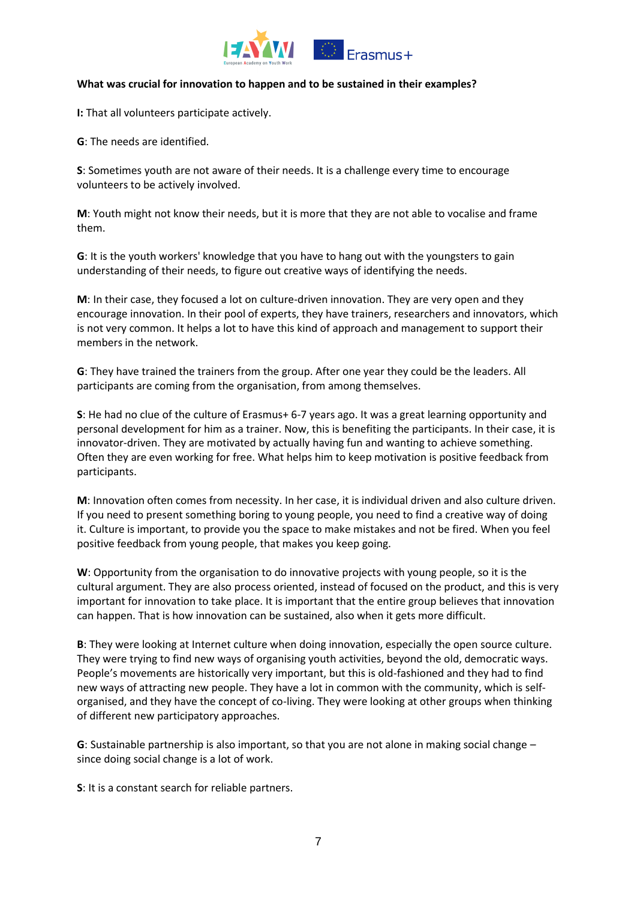**What was crucial for innovation to happen and to be sustained in their examples?**

**I:** That all volunteers participate actively.

**G**: The needs are identified.

**S**: Sometimes youth are not aware of their needs. It is a challenge every time to encourage volunteers to be actively involved.

**M**: Youth might not know their needs, but it is more that they are not able to vocalise and frame them.

**G**: It is the youth workers' knowledge that you have to hang out with the youngsters to gain understanding of their needs, to figure out creative ways of identifying the needs.

**M**: In their case, they focused a lot on culture-driven innovation. They are very open and they encourage innovation. In their pool of experts, they have trainers, researchers and innovators, which is not very common. It helps a lot to have this kind of approach and management to support their members in the network.

**G**: They have trained the trainers from the group. After one year they could be the leaders. All participants are coming from the organisation, from among themselves.

**S**: He had no clue of the culture of Erasmus+ 6-7 years ago. It was a great learning opportunity and personal development for him as a trainer. Now, this is benefiting the participants. In their case, it is innovator-driven. They are motivated by actually having fun and wanting to achieve something. Often they are even working for free. What helps him to keep motivation is positive feedback from participants.

**M**: Innovation often comes from necessity. In her case, it is individual driven and also culture driven. If you need to present something boring to young people, you need to find a creative way of doing it. Culture is important, to provide you the space to make mistakes and not be fired. When you feel positive feedback from young people, that makes you keep going.

**W**: Opportunity from the organisation to do innovative projects with young people, so it is the cultural argument. They are also process oriented, instead of focused on the product, and this is very important for innovation to take place. It is important that the entire group believes that innovation can happen. That is how innovation can be sustained, also when it gets more difficult.

**B**: They were looking at Internet culture when doing innovation, especially the open source culture. They were trying to find new ways of organising youth activities, beyond the old, democratic ways. People's movements are historically very important, but this is old-fashioned and they had to find new ways of attracting new people. They have a lot in common with the community, which is self-organised, and they have the concept of co-living. They were looking at other groups when thinking of different new participatory approaches.

**G**: Sustainable partnership is also important, so that you are not alone in making social change – since doing social change is a lot of work.

**S**: It is a constant search for reliable partners.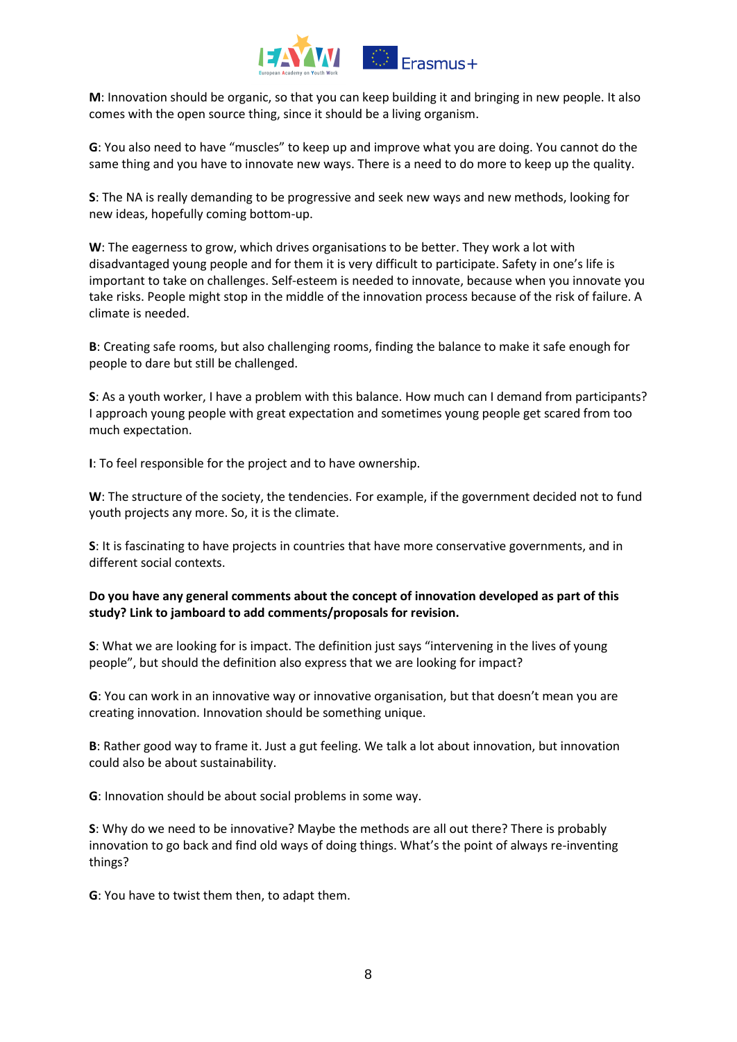**M**: Innovation should be organic, so that you can keep building it and bringing in new people. It also comes with the open source thing, since it should be a living organism.

**G**: You also need to have "muscles" to keep up and improve what you are doing. You cannot do the same thing and you have to innovate new ways. There is a need to do more to keep up the quality.

**S**: The NA is really demanding to be progressive and seek new ways and new methods, looking for new ideas, hopefully coming bottom-up.

**W**: The eagerness to grow, which drives organisations to be better. They work a lot with disadvantaged young people and for them it is very difficult to participate. Safety in one's life is important to take on challenges. Self-esteem is needed to innovate, because when you innovate you take risks. People might stop in the middle of the innovation process because of the risk of failure. A climate is needed.

**B**: Creating safe rooms, but also challenging rooms, finding the balance to make it safe enough for people to dare but still be challenged.

**S**: As a youth worker, I have a problem with this balance. How much can I demand from participants? I approach young people with great expectation and sometimes young people get scared from too much expectation.

**I**: To feel responsible for the project and to have ownership.

**W**: The structure of the society, the tendencies. For example, if the government decided not to fund youth projects any more. So, it is the climate.

**S**: It is fascinating to have projects in countries that have more conservative governments, and in different social contexts.

**Do you have any general comments about the concept of innovation developed as part of this study? Link to jamboard to add comments/proposals for revision.**

**S**: What we are looking for is impact. The definition just says "intervening in the lives of young people", but should the definition also express that we are looking for impact?

**G**: You can work in an innovative way or innovative organisation, but that doesn't mean you are creating innovation. Innovation should be something unique.

**B**: Rather good way to frame it. Just a gut feeling. We talk a lot about innovation, but innovation could also be about sustainability.

**G**: Innovation should be about social problems in some way.

**S**: Why do we need to be innovative? Maybe the methods are all out there? There is probably innovation to go back and find old ways of doing things. What's the point of always re-inventing things?

**G**: You have to twist them then, to adapt them.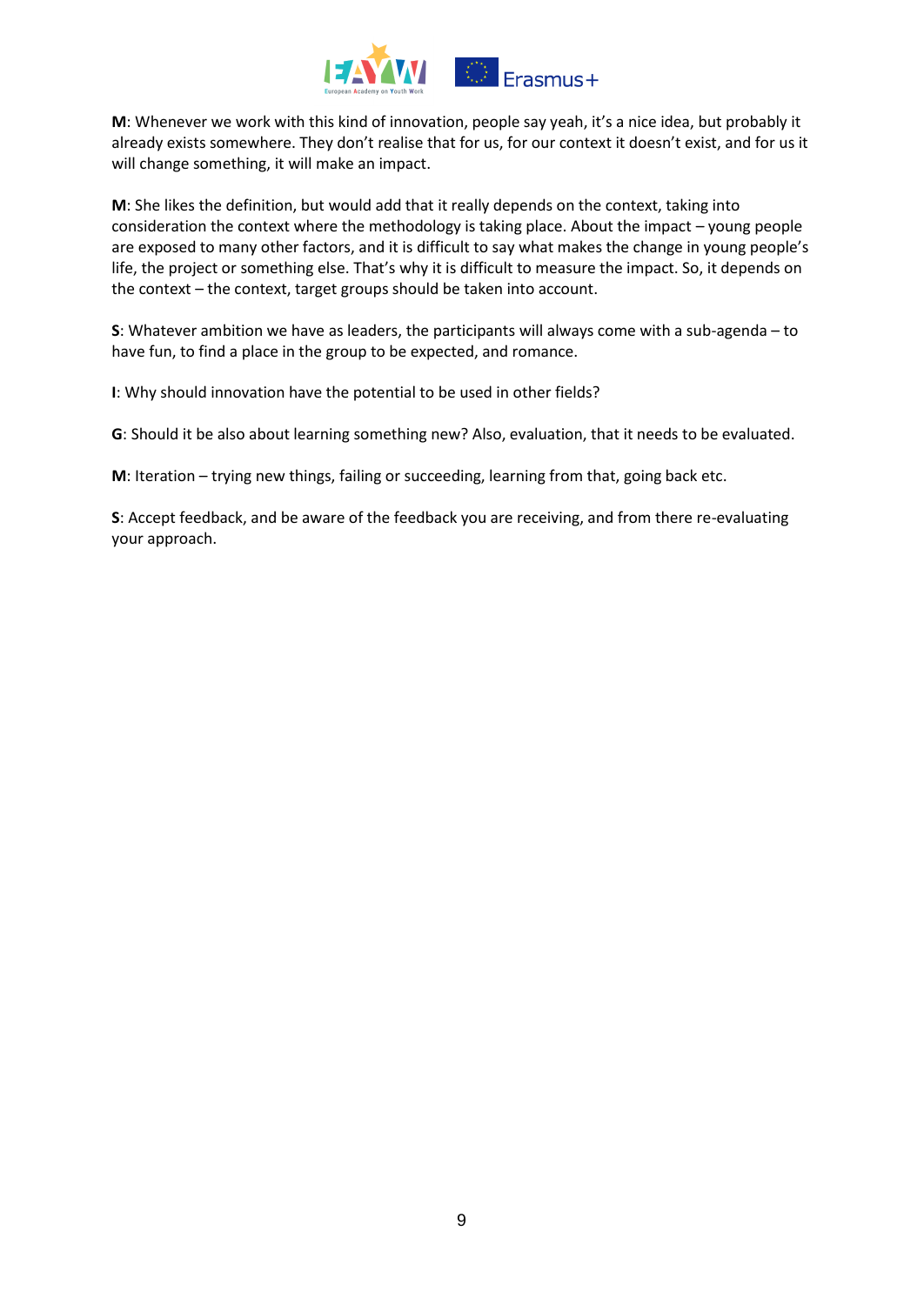**M**: Whenever we work with this kind of innovation, people say yeah, it's a nice idea, but probably it already exists somewhere. They don't realise that for us, for our context it doesn't exist, and for us it will change something, it will make an impact.

**M**: She likes the definition, but would add that it really depends on the context, taking into consideration the context where the methodology is taking place. About the impact – young people are exposed to many other factors, and it is difficult to say what makes the change in young people's life, the project or something else. That's why it is difficult to measure the impact. So, it depends on the context – the context, target groups should be taken into account.

**S**: Whatever ambition we have as leaders, the participants will always come with a sub-agenda – to have fun, to find a place in the group to be expected, and romance.

**I**: Why should innovation have the potential to be used in other fields?

**G**: Should it be also about learning something new? Also, evaluation, that it needs to be evaluated.

**M**: Iteration – trying new things, failing or succeeding, learning from that, going back etc.

**S**: Accept feedback, and be aware of the feedback you are receiving, and from there re-evaluating your approach.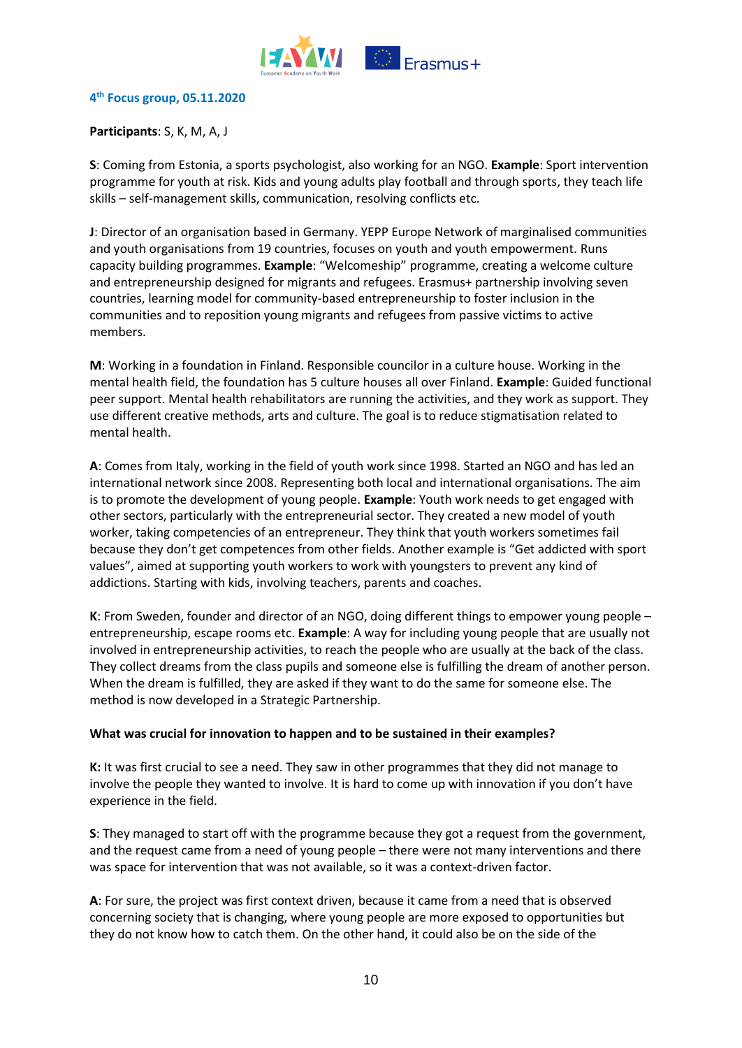### 4th Focus group, 05.11.2020

**Participants**: S, K, M, A, J

**S**: Coming from Estonia, a sports psychologist, also working for an NGO. **Example**: Sport intervention programme for youth at risk. Kids and young adults play football and through sports, they teach life skills – self-management skills, communication, resolving conflicts etc.

**J**: Director of an organisation based in Germany. YEPP Europe Network of marginalised communities and youth organisations from 19 countries, focuses on youth and youth empowerment. Runs capacity building programmes. **Example**: "Welcomeship" programme, creating a welcome culture and entrepreneurship designed for migrants and refugees. Erasmus+ partnership involving seven countries, learning model for community-based entrepreneurship to foster inclusion in the communities and to reposition young migrants and refugees from passive victims to active members.

**M**: Working in a foundation in Finland. Responsible councilor in a culture house. Working in the mental health field, the foundation has 5 culture houses all over Finland. **Example**: Guided functional peer support. Mental health rehabilitators are running the activities, and they work as support. They use different creative methods, arts and culture. The goal is to reduce stigmatisation related to mental health.

**A**: Comes from Italy, working in the field of youth work since 1998. Started an NGO and has led an international network since 2008. Representing both local and international organisations. The aim is to promote the development of young people. **Example**: Youth work needs to get engaged with other sectors, particularly with the entrepreneurial sector. They created a new model of youth worker, taking competencies of an entrepreneur. They think that youth workers sometimes fail because they don't get competences from other fields. Another example is "Get addicted with sport values", aimed at supporting youth workers to work with youngsters to prevent any kind of addictions. Starting with kids, involving teachers, parents and coaches.

**K**: From Sweden, founder and director of an NGO, doing different things to empower young people – entrepreneurship, escape rooms etc. **Example**: A way for including young people that are usually not involved in entrepreneurship activities, to reach the people who are usually at the back of the class. They collect dreams from the class pupils and someone else is fulfilling the dream of another person. When the dream is fulfilled, they are asked if they want to do the same for someone else. The method is now developed in a Strategic Partnership.

**What was crucial for innovation to happen and to be sustained in their examples?**

**K:** It was first crucial to see a need. They saw in other programmes that they did not manage to involve the people they wanted to involve. It is hard to come up with innovation if you don't have experience in the field.

**S**: They managed to start off with the programme because they got a request from the government, and the request came from a need of young people – there were not many interventions and there was space for intervention that was not available, so it was a context-driven factor.

**A**: For sure, the project was first context driven, because it came from a need that is observed concerning society that is changing, where young people are more exposed to opportunities but they do not know how to catch them. On the other hand, it could also be on the side of the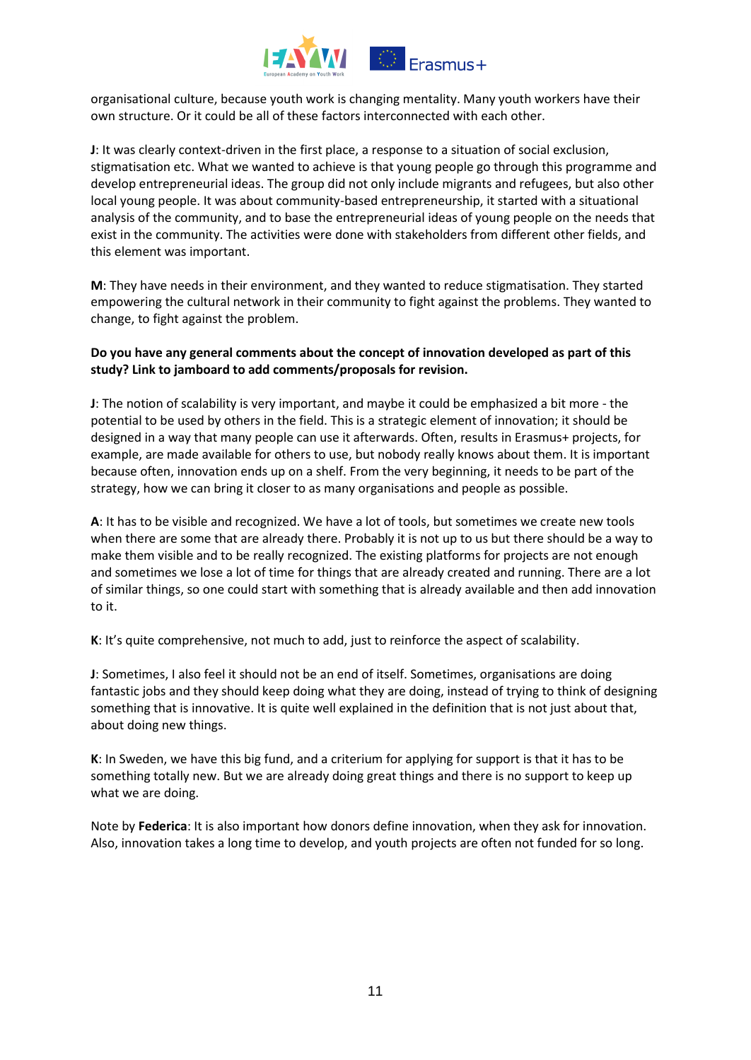organisational culture, because youth work is changing mentality. Many youth workers have their own structure. Or it could be all of these factors interconnected with each other.

**J**: It was clearly context-driven in the first place, a response to a situation of social exclusion, stigmatisation etc. What we wanted to achieve is that young people go through this programme and develop entrepreneurial ideas. The group did not only include migrants and refugees, but also other local young people. It was about community-based entrepreneurship, it started with a situational analysis of the community, and to base the entrepreneurial ideas of young people on the needs that exist in the community. The activities were done with stakeholders from different other fields, and this element was important.

**M**: They have needs in their environment, and they wanted to reduce stigmatisation. They started empowering the cultural network in their community to fight against the problems. They wanted to change, to fight against the problem.

**Do you have any general comments about the concept of innovation developed as part of this study? Link to jamboard to add comments/proposals for revision.**

**J**: The notion of scalability is very important, and maybe it could be emphasized a bit more - the potential to be used by others in the field. This is a strategic element of innovation; it should be designed in a way that many people can use it afterwards. Often, results in Erasmus+ projects, for example, are made available for others to use, but nobody really knows about them. It is important because often, innovation ends up on a shelf. From the very beginning, it needs to be part of the strategy, how we can bring it closer to as many organisations and people as possible.

**A**: It has to be visible and recognized. We have a lot of tools, but sometimes we create new tools when there are some that are already there. Probably it is not up to us but there should be a way to make them visible and to be really recognized. The existing platforms for projects are not enough and sometimes we lose a lot of time for things that are already created and running. There are a lot of similar things, so one could start with something that is already available and then add innovation to it.

**K**: It's quite comprehensive, not much to add, just to reinforce the aspect of scalability.

**J**: Sometimes, I also feel it should not be an end of itself. Sometimes, organisations are doing fantastic jobs and they should keep doing what they are doing, instead of trying to think of designing something that is innovative. It is quite well explained in the definition that is not just about that, about doing new things.

**K**: In Sweden, we have this big fund, and a criterium for applying for support is that it has to be something totally new. But we are already doing great things and there is no support to keep up what we are doing.

Note by **Federica**: It is also important how donors define innovation, when they ask for innovation. Also, innovation takes a long time to develop, and youth projects are often not funded for so long.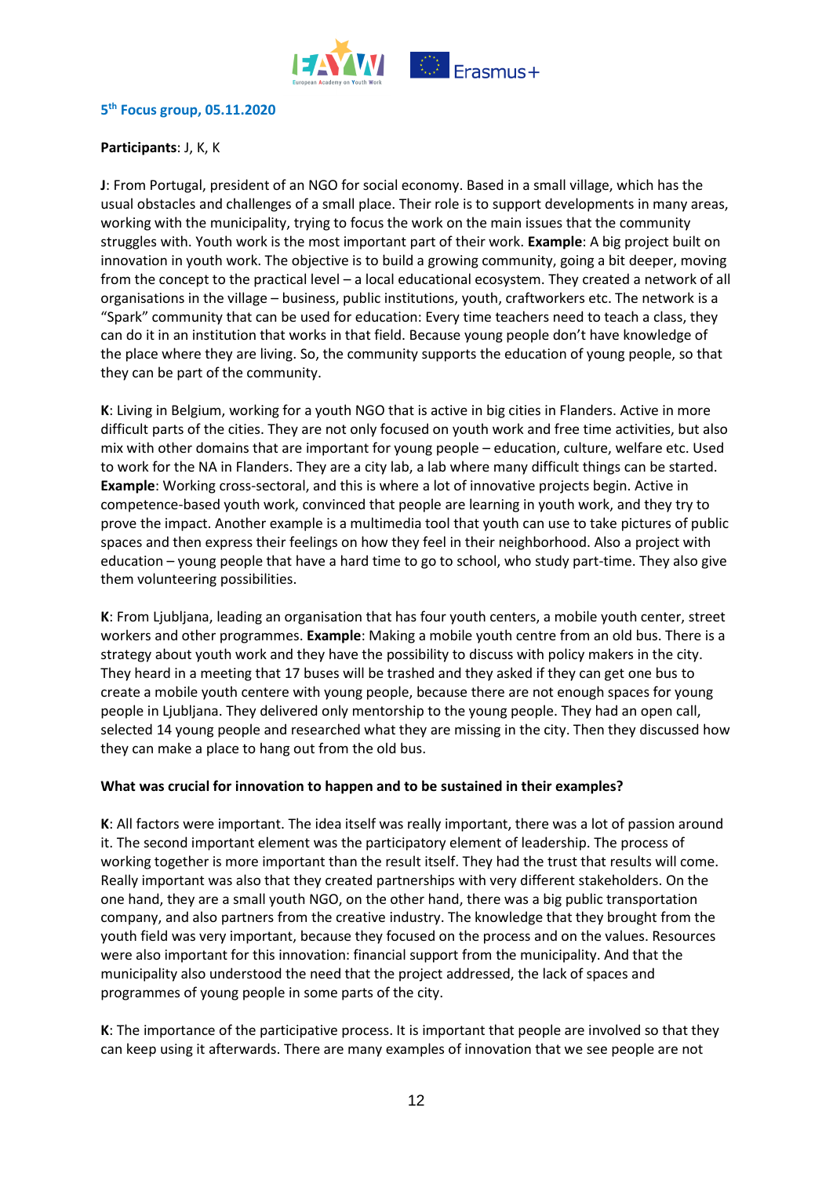### 5th Focus group, 05.11.2020

**Participants**: J, K, K

**J**: From Portugal, president of an NGO for social economy. Based in a small village, which has the usual obstacles and challenges of a small place. Their role is to support developments in many areas, working with the municipality, trying to focus the work on the main issues that the community struggles with. Youth work is the most important part of their work. **Example**: A big project built on innovation in youth work. The objective is to build a growing community, going a bit deeper, moving from the concept to the practical level – a local educational ecosystem. They created a network of all organisations in the village – business, public institutions, youth, craftworkers etc. The network is a "Spark" community that can be used for education: Every time teachers need to teach a class, they can do it in an institution that works in that field. Because young people don't have knowledge of the place where they are living. So, the community supports the education of young people, so that they can be part of the community.

**K**: Living in Belgium, working for a youth NGO that is active in big cities in Flanders. Active in more difficult parts of the cities. They are not only focused on youth work and free time activities, but also mix with other domains that are important for young people – education, culture, welfare etc. Used to work for the NA in Flanders. They are a city lab, a lab where many difficult things can be started. **Example**: Working cross-sectoral, and this is where a lot of innovative projects begin. Active in competence-based youth work, convinced that people are learning in youth work, and they try to prove the impact. Another example is a multimedia tool that youth can use to take pictures of public spaces and then express their feelings on how they feel in their neighborhood. Also a project with education – young people that have a hard time to go to school, who study part-time. They also give them volunteering possibilities.

**K**: From Ljubljana, leading an organisation that has four youth centers, a mobile youth center, street workers and other programmes. **Example**: Making a mobile youth centre from an old bus. There is a strategy about youth work and they have the possibility to discuss with policy makers in the city. They heard in a meeting that 17 buses will be trashed and they asked if they can get one bus to create a mobile youth centere with young people, because there are not enough spaces for young people in Ljubljana. They delivered only mentorship to the young people. They had an open call, selected 14 young people and researched what they are missing in the city. Then they discussed how they can make a place to hang out from the old bus.

**What was crucial for innovation to happen and to be sustained in their examples?**

**K**: All factors were important. The idea itself was really important, there was a lot of passion around it. The second important element was the participatory element of leadership. The process of working together is more important than the result itself. They had the trust that results will come. Really important was also that they created partnerships with very different stakeholders. On the one hand, they are a small youth NGO, on the other hand, there was a big public transportation company, and also partners from the creative industry. The knowledge that they brought from the youth field was very important, because they focused on the process and on the values. Resources were also important for this innovation: financial support from the municipality. And that the municipality also understood the need that the project addressed, the lack of spaces and programmes of young people in some parts of the city.

**K**: The importance of the participative process. It is important that people are involved so that they can keep using it afterwards. There are many examples of innovation that we see people are not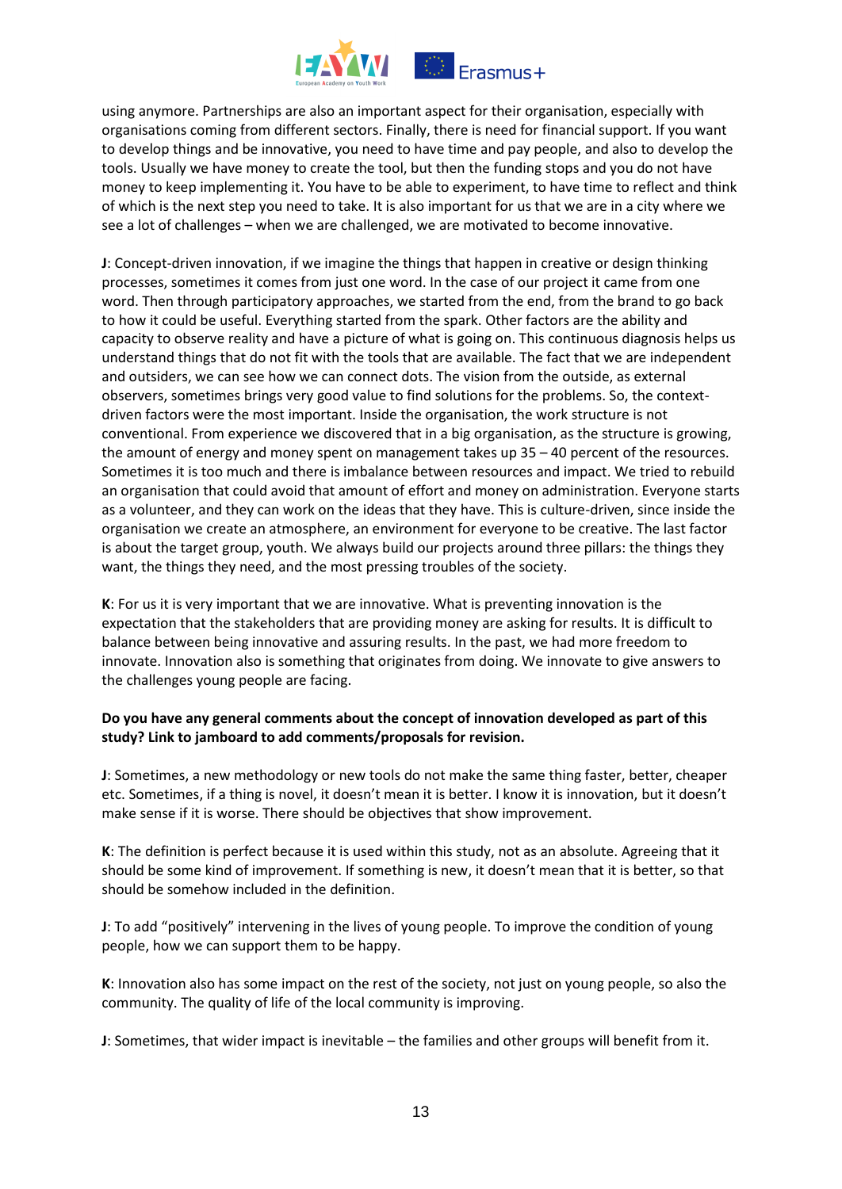using anymore. Partnerships are also an important aspect for their organisation, especially with organisations coming from different sectors. Finally, there is need for financial support. If you want to develop things and be innovative, you need to have time and pay people, and also to develop the tools. Usually we have money to create the tool, but then the funding stops and you do not have money to keep implementing it. You have to be able to experiment, to have time to reflect and think of which is the next step you need to take. It is also important for us that we are in a city where we see a lot of challenges – when we are challenged, we are motivated to become innovative.

**J**: Concept-driven innovation, if we imagine the things that happen in creative or design thinking processes, sometimes it comes from just one word. In the case of our project it came from one word. Then through participatory approaches, we started from the end, from the brand to go back to how it could be useful. Everything started from the spark. Other factors are the ability and capacity to observe reality and have a picture of what is going on. This continuous diagnosis helps us understand things that do not fit with the tools that are available. The fact that we are independent and outsiders, we can see how we can connect dots. The vision from the outside, as external observers, sometimes brings very good value to find solutions for the problems. So, the context-driven factors were the most important. Inside the organisation, the work structure is not conventional. From experience we discovered that in a big organisation, as the structure is growing, the amount of energy and money spent on management takes up 35 – 40 percent of the resources. Sometimes it is too much and there is imbalance between resources and impact. We tried to rebuild an organisation that could avoid that amount of effort and money on administration. Everyone starts as a volunteer, and they can work on the ideas that they have. This is culture-driven, since inside the organisation we create an atmosphere, an environment for everyone to be creative. The last factor is about the target group, youth. We always build our projects around three pillars: the things they want, the things they need, and the most pressing troubles of the society.

**K**: For us it is very important that we are innovative. What is preventing innovation is the expectation that the stakeholders that are providing money are asking for results. It is difficult to balance between being innovative and assuring results. In the past, we had more freedom to innovate. Innovation also is something that originates from doing. We innovate to give answers to the challenges young people are facing.

**Do you have any general comments about the concept of innovation developed as part of this study? Link to jamboard to add comments/proposals for revision.**

**J**: Sometimes, a new methodology or new tools do not make the same thing faster, better, cheaper etc. Sometimes, if a thing is novel, it doesn't mean it is better. I know it is innovation, but it doesn't make sense if it is worse. There should be objectives that show improvement.

**K**: The definition is perfect because it is used within this study, not as an absolute. Agreeing that it should be some kind of improvement. If something is new, it doesn't mean that it is better, so that should be somehow included in the definition.

**J**: To add "positively" intervening in the lives of young people. To improve the condition of young people, how we can support them to be happy.

**K**: Innovation also has some impact on the rest of the society, not just on young people, so also the community. The quality of life of the local community is improving.

**J**: Sometimes, that wider impact is inevitable – the families and other groups will benefit from it.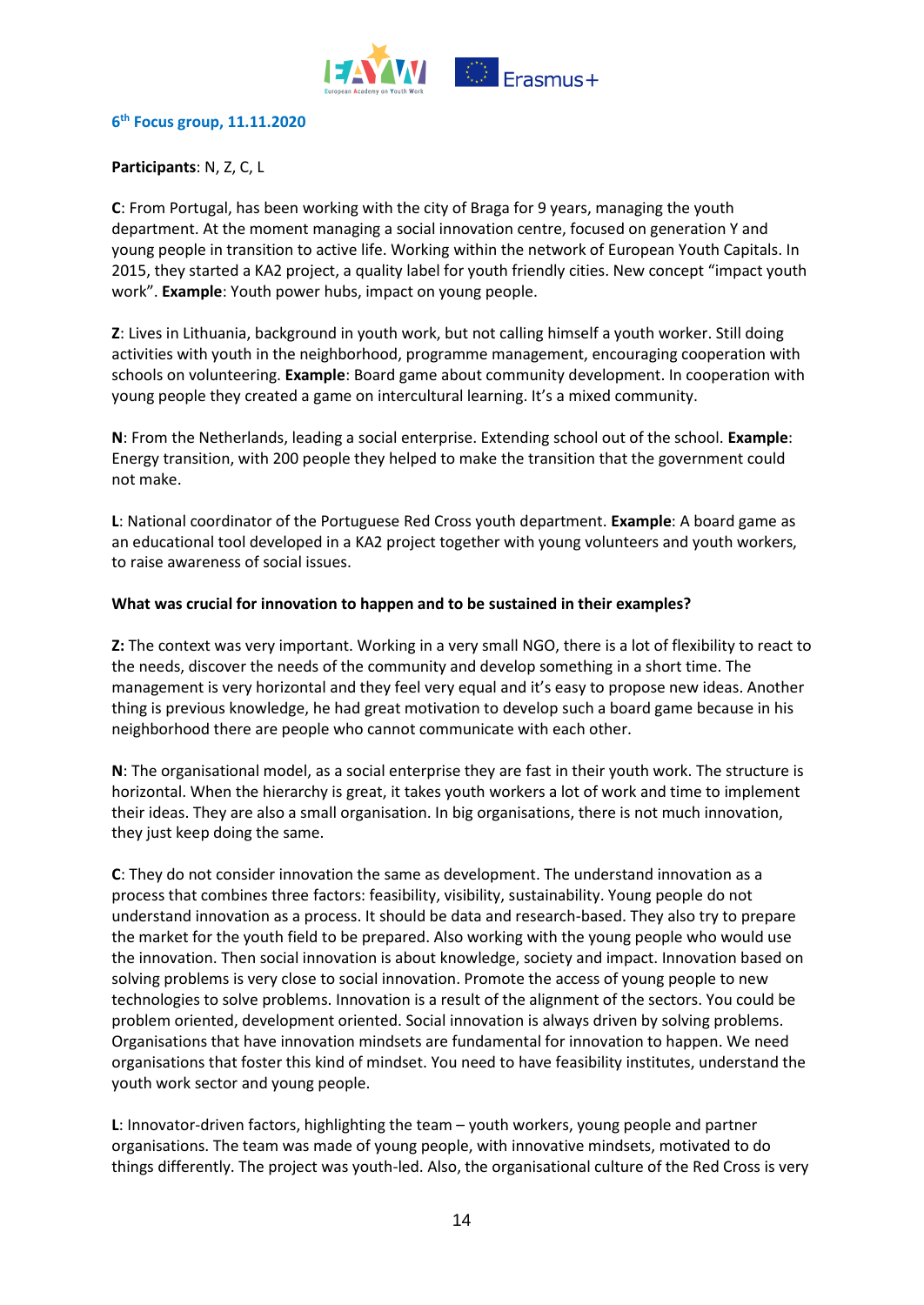### 6th Focus group, 11.11.2020

**Participants**: N, Z, C, L

**C**: From Portugal, has been working with the city of Braga for 9 years, managing the youth department. At the moment managing a social innovation centre, focused on generation Y and young people in transition to active life. Working within the network of European Youth Capitals. In 2015, they started a KA2 project, a quality label for youth friendly cities. New concept "impact youth work". **Example**: Youth power hubs, impact on young people.

**Z**: Lives in Lithuania, background in youth work, but not calling himself a youth worker. Still doing activities with youth in the neighborhood, programme management, encouraging cooperation with schools on volunteering. **Example**: Board game about community development. In cooperation with young people they created a game on intercultural learning. It's a mixed community.

**N**: From the Netherlands, leading a social enterprise. Extending school out of the school. **Example**: Energy transition, with 200 people they helped to make the transition that the government could not make.

**L**: National coordinator of the Portuguese Red Cross youth department. **Example**: A board game as an educational tool developed in a KA2 project together with young volunteers and youth workers, to raise awareness of social issues.

**What was crucial for innovation to happen and to be sustained in their examples?**

**Z:** The context was very important. Working in a very small NGO, there is a lot of flexibility to react to the needs, discover the needs of the community and develop something in a short time. The management is very horizontal and they feel very equal and it's easy to propose new ideas. Another thing is previous knowledge, he had great motivation to develop such a board game because in his neighborhood there are people who cannot communicate with each other.

**N**: The organisational model, as a social enterprise they are fast in their youth work. The structure is horizontal. When the hierarchy is great, it takes youth workers a lot of work and time to implement their ideas. They are also a small organisation. In big organisations, there is not much innovation, they just keep doing the same.

**C**: They do not consider innovation the same as development. The understand innovation as a process that combines three factors: feasibility, visibility, sustainability. Young people do not understand innovation as a process. It should be data and research-based. They also try to prepare the market for the youth field to be prepared. Also working with the young people who would use the innovation. Then social innovation is about knowledge, society and impact. Innovation based on solving problems is very close to social innovation. Promote the access of young people to new technologies to solve problems. Innovation is a result of the alignment of the sectors. You could be problem oriented, development oriented. Social innovation is always driven by solving problems. Organisations that have innovation mindsets are fundamental for innovation to happen. We need organisations that foster this kind of mindset. You need to have feasibility institutes, understand the youth work sector and young people.

**L**: Innovator-driven factors, highlighting the team – youth workers, young people and partner organisations. The team was made of young people, with innovative mindsets, motivated to do things differently. The project was youth-led. Also, the organisational culture of the Red Cross is very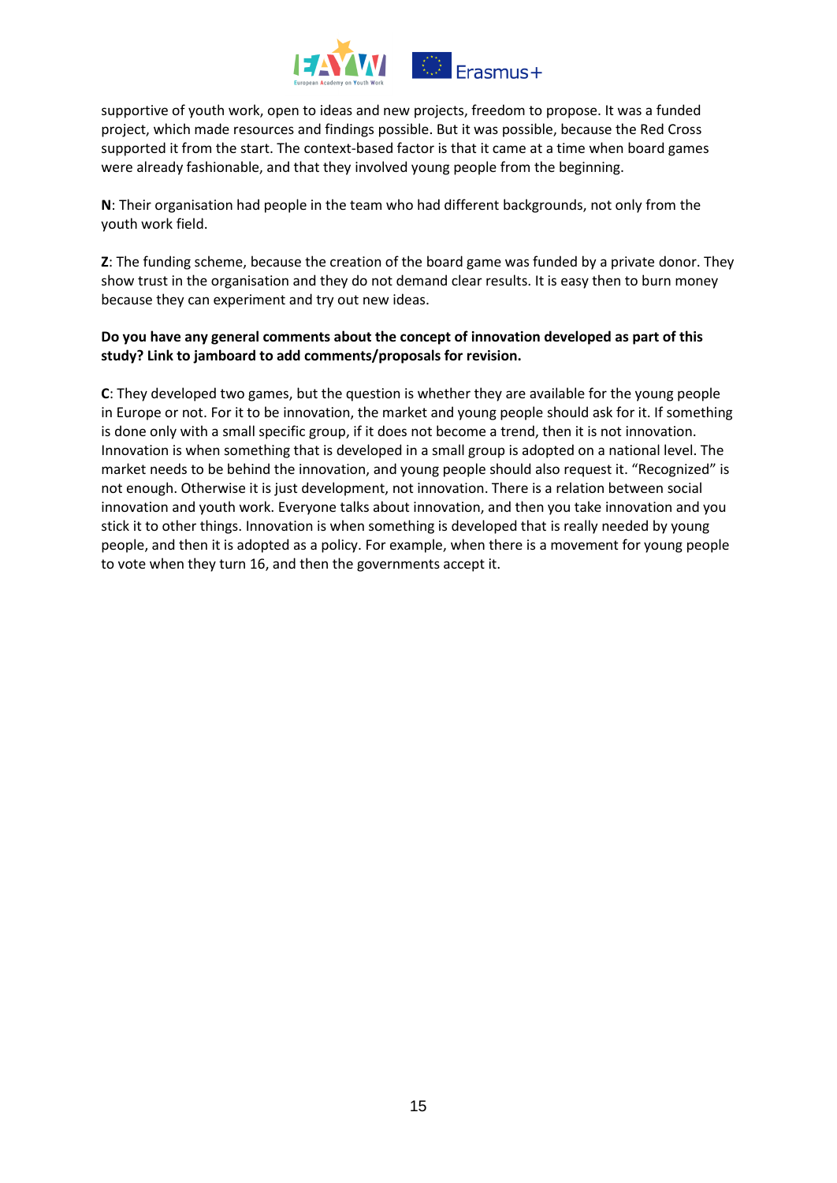supportive of youth work, open to ideas and new projects, freedom to propose. It was a funded project, which made resources and findings possible. But it was possible, because the Red Cross supported it from the start. The context-based factor is that it came at a time when board games were already fashionable, and that they involved young people from the beginning.

**N**: Their organisation had people in the team who had different backgrounds, not only from the youth work field.

**Z**: The funding scheme, because the creation of the board game was funded by a private donor. They show trust in the organisation and they do not demand clear results. It is easy then to burn money because they can experiment and try out new ideas.

**Do you have any general comments about the concept of innovation developed as part of this study? Link to jamboard to add comments/proposals for revision.**

**C**: They developed two games, but the question is whether they are available for the young people in Europe or not. For it to be innovation, the market and young people should ask for it. If something is done only with a small specific group, if it does not become a trend, then it is not innovation. Innovation is when something that is developed in a small group is adopted on a national level. The market needs to be behind the innovation, and young people should also request it. "Recognized" is not enough. Otherwise it is just development, not innovation. There is a relation between social innovation and youth work. Everyone talks about innovation, and then you take innovation and you stick it to other things. Innovation is when something is developed that is really needed by young people, and then it is adopted as a policy. For example, when there is a movement for young people to vote when they turn 16, and then the governments accept it.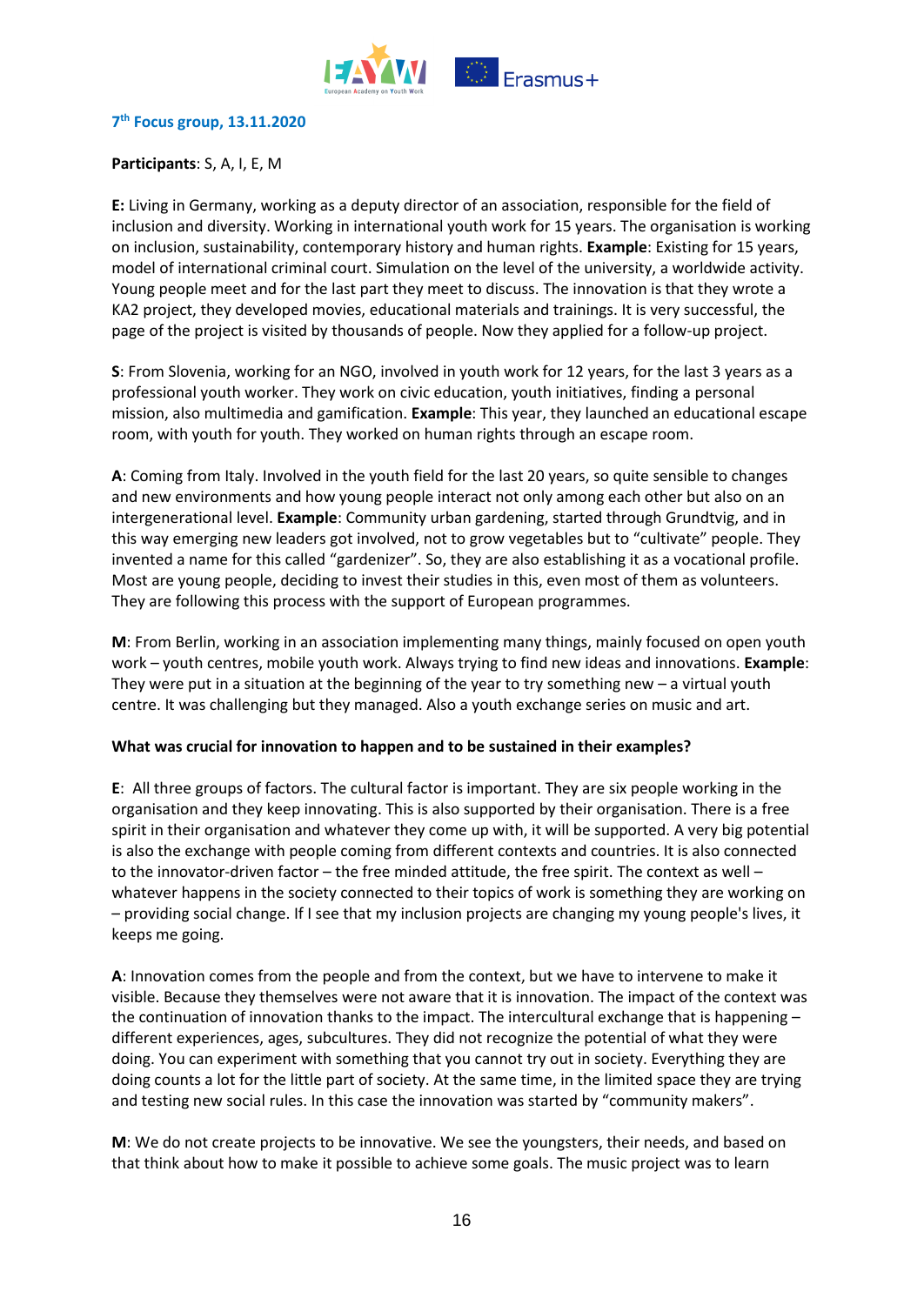**7th Focus group, 13.11.2020**

**Participants**: S, A, I, E, M

**E:** Living in Germany, working as a deputy director of an association, responsible for the field of inclusion and diversity. Working in international youth work for 15 years. The organisation is working on inclusion, sustainability, contemporary history and human rights. **Example**: Existing for 15 years, model of international criminal court. Simulation on the level of the university, a worldwide activity. Young people meet and for the last part they meet to discuss. The innovation is that they wrote a KA2 project, they developed movies, educational materials and trainings. It is very successful, the page of the project is visited by thousands of people. Now they applied for a follow-up project.

**S**: From Slovenia, working for an NGO, involved in youth work for 12 years, for the last 3 years as a professional youth worker. They work on civic education, youth initiatives, finding a personal mission, also multimedia and gamification. **Example**: This year, they launched an educational escape room, with youth for youth. They worked on human rights through an escape room.

**A**: Coming from Italy. Involved in the youth field for the last 20 years, so quite sensible to changes and new environments and how young people interact not only among each other but also on an intergenerational level. **Example**: Community urban gardening, started through Grundtvig, and in this way emerging new leaders got involved, not to grow vegetables but to "cultivate" people. They invented a name for this called "gardenizer". So, they are also establishing it as a vocational profile. Most are young people, deciding to invest their studies in this, even most of them as volunteers. They are following this process with the support of European programmes.

**M**: From Berlin, working in an association implementing many things, mainly focused on open youth work – youth centres, mobile youth work. Always trying to find new ideas and innovations. **Example**: They were put in a situation at the beginning of the year to try something new – a virtual youth centre. It was challenging but they managed. Also a youth exchange series on music and art.

**What was crucial for innovation to happen and to be sustained in their examples?**

**E**: All three groups of factors. The cultural factor is important. They are six people working in the organisation and they keep innovating. This is also supported by their organisation. There is a free spirit in their organisation and whatever they come up with, it will be supported. A very big potential is also the exchange with people coming from different contexts and countries. It is also connected to the innovator-driven factor – the free minded attitude, the free spirit. The context as well – whatever happens in the society connected to their topics of work is something they are working on – providing social change. If I see that my inclusion projects are changing my young people's lives, it keeps me going.

**A**: Innovation comes from the people and from the context, but we have to intervene to make it visible. Because they themselves were not aware that it is innovation. The impact of the context was the continuation of innovation thanks to the impact. The intercultural exchange that is happening – different experiences, ages, subcultures. They did not recognize the potential of what they were doing. You can experiment with something that you cannot try out in society. Everything they are doing counts a lot for the little part of society. At the same time, in the limited space they are trying and testing new social rules. In this case the innovation was started by "community makers".

**M**: We do not create projects to be innovative. We see the youngsters, their needs, and based on that think about how to make it possible to achieve some goals. The music project was to learn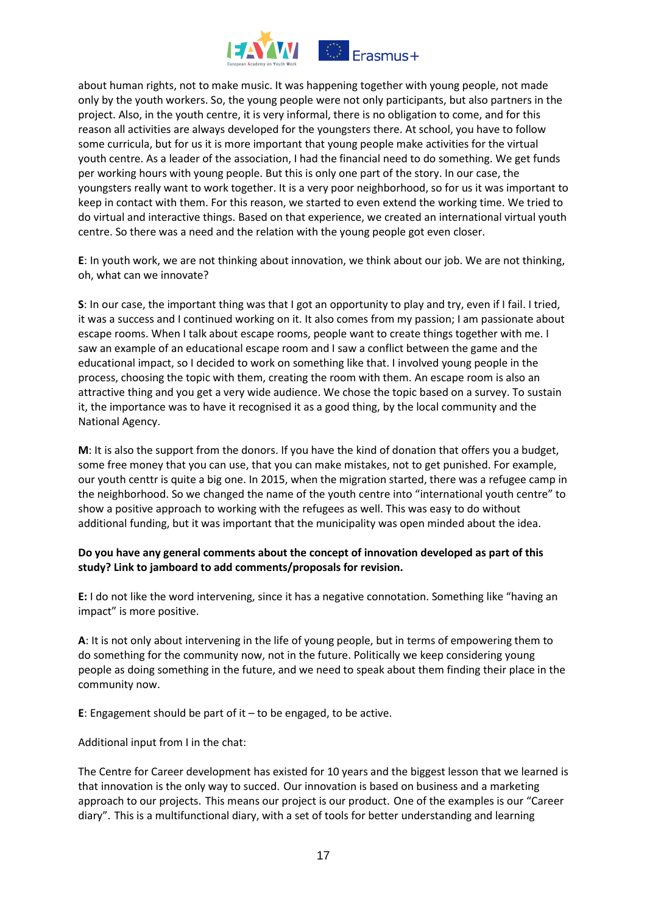about human rights, not to make music. It was happening together with young people, not made only by the youth workers. So, the young people were not only participants, but also partners in the project. Also, in the youth centre, it is very informal, there is no obligation to come, and for this reason all activities are always developed for the youngsters there. At school, you have to follow some curricula, but for us it is more important that young people make activities for the virtual youth centre. As a leader of the association, I had the financial need to do something. We get funds per working hours with young people. But this is only one part of the story. In our case, the youngsters really want to work together. It is a very poor neighborhood, so for us it was important to keep in contact with them. For this reason, we started to even extend the working time. We tried to do virtual and interactive things. Based on that experience, we created an international virtual youth centre. So there was a need and the relation with the young people got even closer.

**E**: In youth work, we are not thinking about innovation, we think about our job. We are not thinking, oh, what can we innovate?

**S**: In our case, the important thing was that I got an opportunity to play and try, even if I fail. I tried, it was a success and I continued working on it. It also comes from my passion; I am passionate about escape rooms. When I talk about escape rooms, people want to create things together with me. I saw an example of an educational escape room and I saw a conflict between the game and the educational impact, so I decided to work on something like that. I involved young people in the process, choosing the topic with them, creating the room with them. An escape room is also an attractive thing and you get a very wide audience. We chose the topic based on a survey. To sustain it, the importance was to have it recognised it as a good thing, by the local community and the National Agency.

**M**: It is also the support from the donors. If you have the kind of donation that offers you a budget, some free money that you can use, that you can make mistakes, not to get punished. For example, our youth centtr is quite a big one. In 2015, when the migration started, there was a refugee camp in the neighborhood. So we changed the name of the youth centre into "international youth centre" to show a positive approach to working with the refugees as well. This was easy to do without additional funding, but it was important that the municipality was open minded about the idea.

**Do you have any general comments about the concept of innovation developed as part of this study? Link to jamboard to add comments/proposals for revision.**

**E:** I do not like the word intervening, since it has a negative connotation. Something like "having an impact" is more positive.

**A**: It is not only about intervening in the life of young people, but in terms of empowering them to do something for the community now, not in the future. Politically we keep considering young people as doing something in the future, and we need to speak about them finding their place in the community now.

**E**: Engagement should be part of it – to be engaged, to be active.

Additional input from I in the chat:

The Centre for Career development has existed for 10 years and the biggest lesson that we learned is that innovation is the only way to succed. Our innovation is based on business and a marketing approach to our projects. This means our project is our product. One of the examples is our "Career diary". This is a multifunctional diary, with a set of tools for better understanding and learning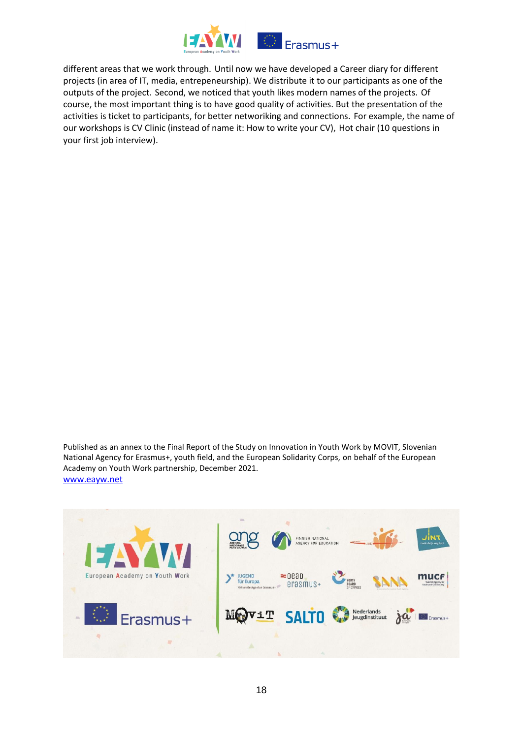different areas that we work through. Until now we have developed a Career diary for different projects (in area of IT, media, entrepeneurship). We distribute it to our participants as one of the outputs of the project. Second, we noticed that youth likes modern names of the projects. Of course, the most important thing is to have good quality of activities. But the presentation of the activities is ticket to participants, for better netwoiking and connections. For example, the name of our workshops is CV Clinic (instead of name it: How to write your CV), Hot chair (10 questions in your first job interview).

Published as an annex to the Final Report of the Study on Innovation in Youth Work by MOVIT, Slovenian National Agency for Erasmus+, youth field, and the European Solidarity Corps, on behalf of the European Academy on Youth Work partnership, December 2021.
[www.eayw.net](http://www.eayw.net)